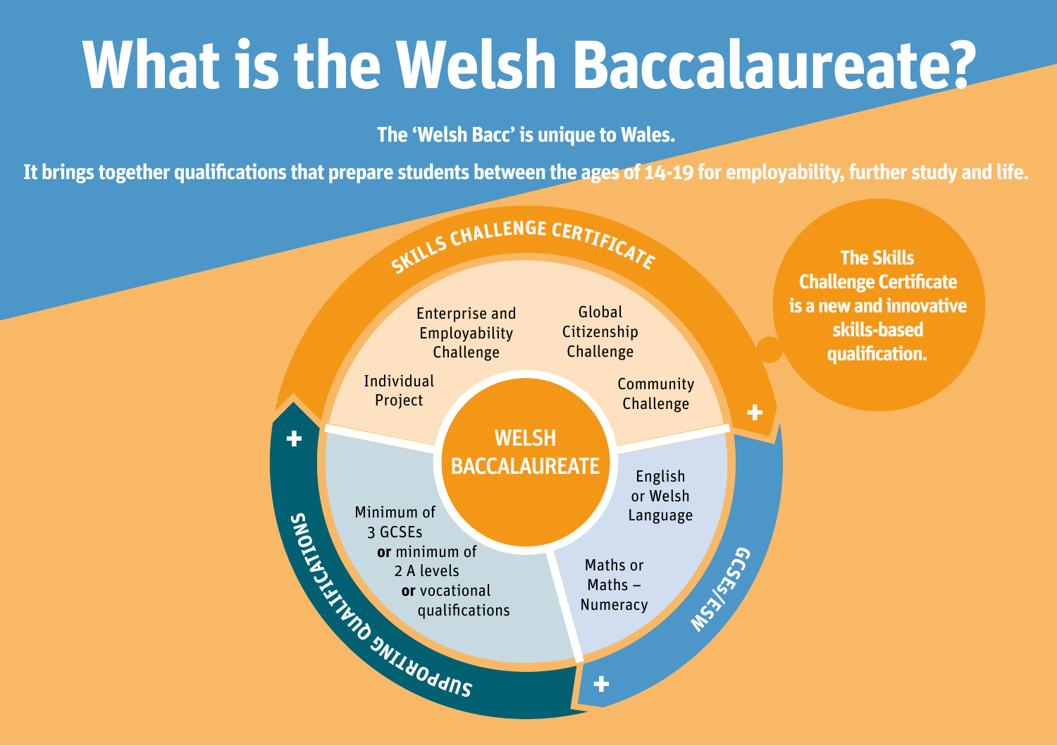# What is the Welsh Baccalaureate?

**The 'Welsh Bacc' is unique to Wales.**

**It brings together qualifications that prepare students between the ages of 14-19 for employability, further study and life.**

## SKILLS CHALLENGE CERTIFICATE

- Individual Project
- Enterprise and Employability Challenge
- Global Citizenship Challenge
- Community Challenge

**The Skills Challenge Certificate is a new and innovative skills-based qualification.**

## WELSH BACCALAUREATE

## GCSEs/ESW

- English or Welsh Language
- Maths or Maths – Numeracy

## SUPPORTING QUALIFICATIONS

Minimum of 3 GCSEs **or** minimum of 2 A levels **or** vocational qualifications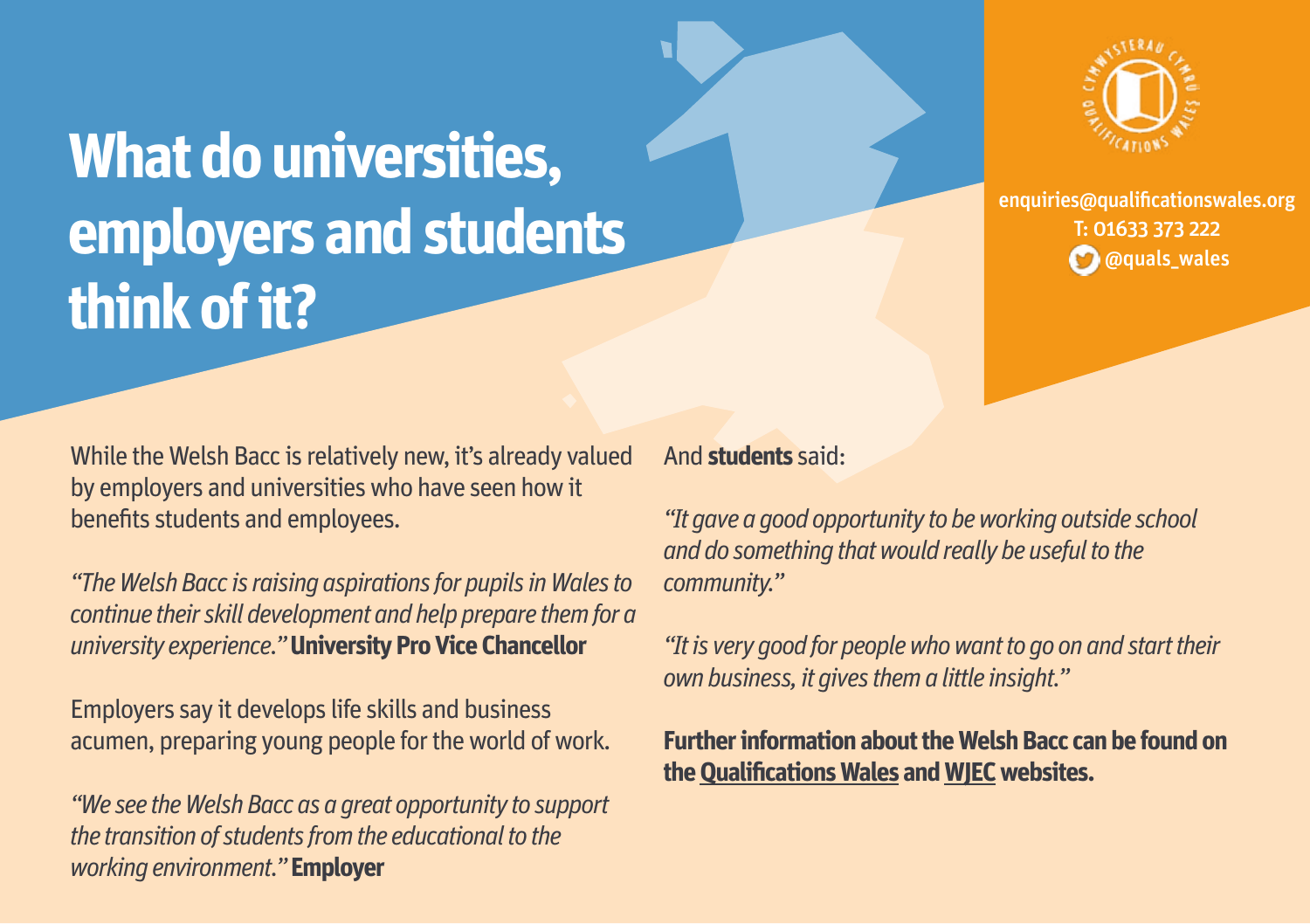# What do universities, employers and students think of it?

enquiries@qualificationswales.org
T: 01633 373 222
@quals_wales

While the Welsh Bacc is relatively new, it's already valued by employers and universities who have seen how it benefits students and employees.

*"The Welsh Bacc is raising aspirations for pupils in Wales to continue their skill development and help prepare them for a university experience."* **University Pro Vice Chancellor**

Employers say it develops life skills and business acumen, preparing young people for the world of work.

*"We see the Welsh Bacc as a great opportunity to support the transition of students from the educational to the working environment."* **Employer**

And **students** said:

*"It gave a good opportunity to be working outside school and do something that would really be useful to the community."*

*"It is very good for people who want to go on and start their own business, it gives them a little insight."*

**Further information about the Welsh Bacc can be found on the Qualifications Wales and WJEC websites.**